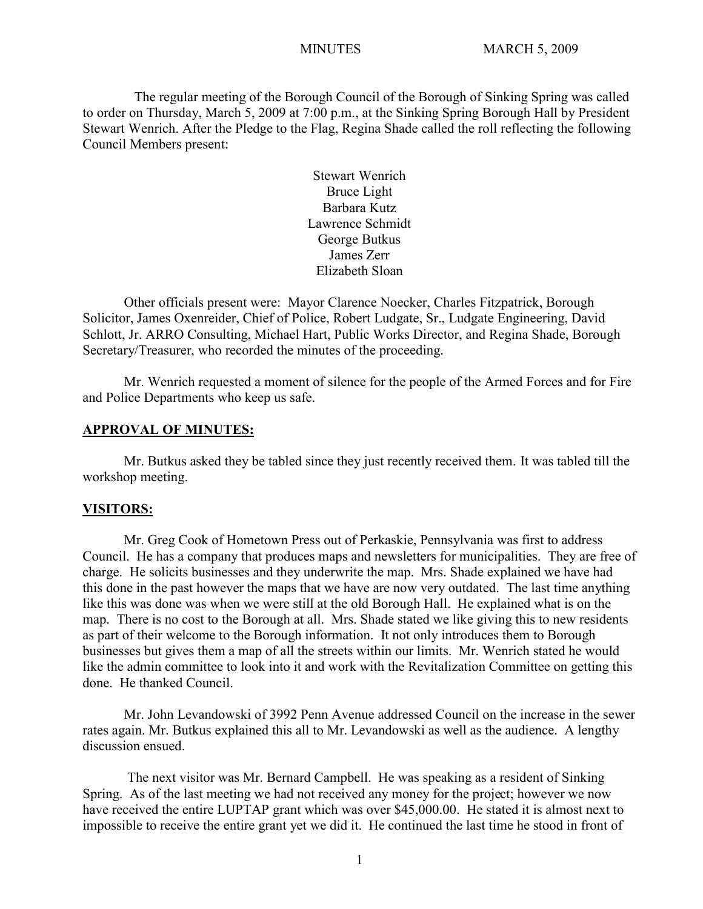The regular meeting of the Borough Council of the Borough of Sinking Spring was called to order on Thursday, March 5, 2009 at 7:00 p.m., at the Sinking Spring Borough Hall by President Stewart Wenrich. After the Pledge to the Flag, Regina Shade called the roll reflecting the following Council Members present:

Stewart Wenrich  
Bruce Light  
Barbara Kutz  
Lawrence Schmidt  
George Butkus  
James Zerr  
Elizabeth Sloan

Other officials present were: Mayor Clarence Noecker, Charles Fitzpatrick, Borough Solicitor, James Oxenreider, Chief of Police, Robert Ludgate, Sr., Ludgate Engineering, David Schlott, Jr. ARRO Consulting, Michael Hart, Public Works Director, and Regina Shade, Borough Secretary/Treasurer, who recorded the minutes of the proceeding.

Mr. Wenrich requested a moment of silence for the people of the Armed Forces and for Fire and Police Departments who keep us safe.

## APPROVAL OF MINUTES:

Mr. Butkus asked they be tabled since they just recently received them. It was tabled till the workshop meeting.

## VISITORS:

Mr. Greg Cook of Hometown Press out of Perkaskie, Pennsylvania was first to address Council. He has a company that produces maps and newsletters for municipalities. They are free of charge. He solicits businesses and they underwrite the map. Mrs. Shade explained we have had this done in the past however the maps that we have are now very outdated. The last time anything like this was done was when we were still at the old Borough Hall. He explained what is on the map. There is no cost to the Borough at all. Mrs. Shade stated we like giving this to new residents as part of their welcome to the Borough information. It not only introduces them to Borough businesses but gives them a map of all the streets within our limits. Mr. Wenrich stated he would like the admin committee to look into it and work with the Revitalization Committee on getting this done. He thanked Council.

Mr. John Levandowski of 3992 Penn Avenue addressed Council on the increase in the sewer rates again. Mr. Butkus explained this all to Mr. Levandowski as well as the audience. A lengthy discussion ensued.

The next visitor was Mr. Bernard Campbell. He was speaking as a resident of Sinking Spring. As of the last meeting we had not received any money for the project; however we now have received the entire LUPTAP grant which was over $45,000.00. He stated it is almost next to impossible to receive the entire grant yet we did it. He continued the last time he stood in front of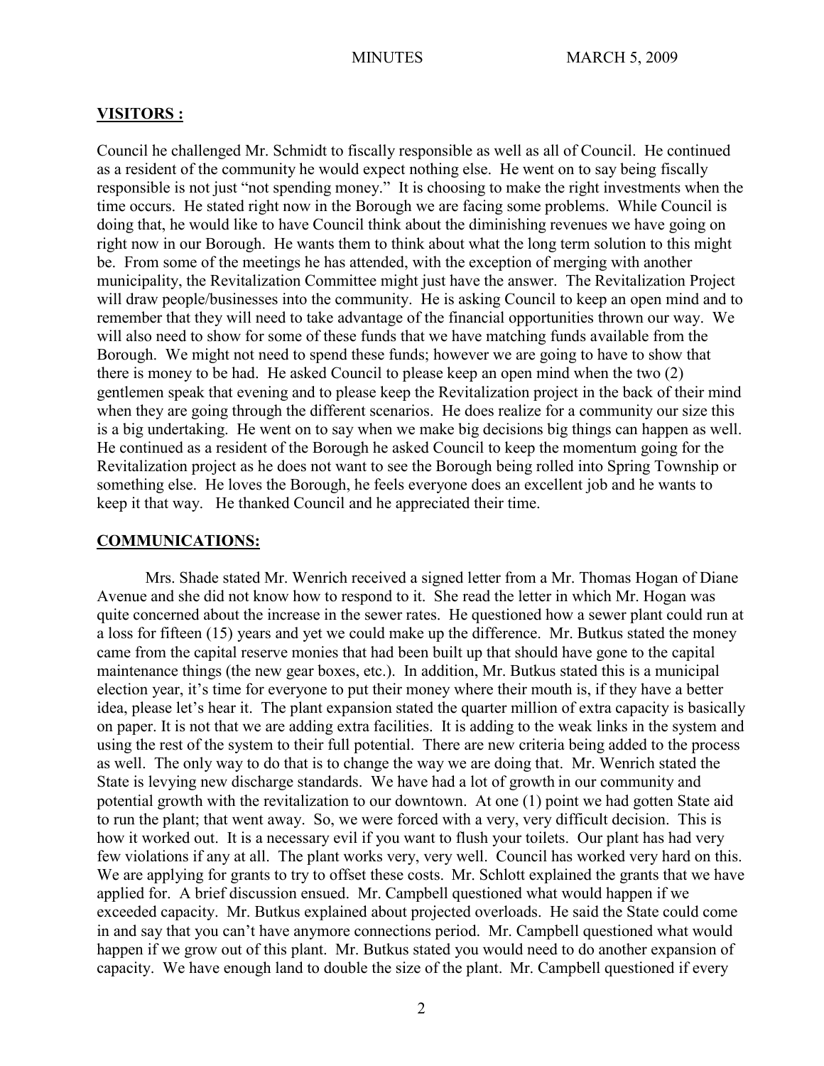**VISITORS :**

Council he challenged Mr. Schmidt to fiscally responsible as well as all of Council. He continued as a resident of the community he would expect nothing else. He went on to say being fiscally responsible is not just "not spending money." It is choosing to make the right investments when the time occurs. He stated right now in the Borough we are facing some problems. While Council is doing that, he would like to have Council think about the diminishing revenues we have going on right now in our Borough. He wants them to think about what the long term solution to this might be. From some of the meetings he has attended, with the exception of merging with another municipality, the Revitalization Committee might just have the answer. The Revitalization Project will draw people/businesses into the community. He is asking Council to keep an open mind and to remember that they will need to take advantage of the financial opportunities thrown our way. We will also need to show for some of these funds that we have matching funds available from the Borough. We might not need to spend these funds; however we are going to have to show that there is money to be had. He asked Council to please keep an open mind when the two (2) gentlemen speak that evening and to please keep the Revitalization project in the back of their mind when they are going through the different scenarios. He does realize for a community our size this is a big undertaking. He went on to say when we make big decisions big things can happen as well. He continued as a resident of the Borough he asked Council to keep the momentum going for the Revitalization project as he does not want to see the Borough being rolled into Spring Township or something else. He loves the Borough, he feels everyone does an excellent job and he wants to keep it that way. He thanked Council and he appreciated their time.

**COMMUNICATIONS:**

Mrs. Shade stated Mr. Wenrich received a signed letter from a Mr. Thomas Hogan of Diane Avenue and she did not know how to respond to it. She read the letter in which Mr. Hogan was quite concerned about the increase in the sewer rates. He questioned how a sewer plant could run at a loss for fifteen (15) years and yet we could make up the difference. Mr. Butkus stated the money came from the capital reserve monies that had been built up that should have gone to the capital maintenance things (the new gear boxes, etc.). In addition, Mr. Butkus stated this is a municipal election year, it's time for everyone to put their money where their mouth is, if they have a better idea, please let's hear it. The plant expansion stated the quarter million of extra capacity is basically on paper. It is not that we are adding extra facilities. It is adding to the weak links in the system and using the rest of the system to their full potential. There are new criteria being added to the process as well. The only way to do that is to change the way we are doing that. Mr. Wenrich stated the State is levying new discharge standards. We have had a lot of growth in our community and potential growth with the revitalization to our downtown. At one (1) point we had gotten State aid to run the plant; that went away. So, we were forced with a very, very difficult decision. This is how it worked out. It is a necessary evil if you want to flush your toilets. Our plant has had very few violations if any at all. The plant works very, very well. Council has worked very hard on this. We are applying for grants to try to offset these costs. Mr. Schlott explained the grants that we have applied for. A brief discussion ensued. Mr. Campbell questioned what would happen if we exceeded capacity. Mr. Butkus explained about projected overloads. He said the State could come in and say that you can't have anymore connections period. Mr. Campbell questioned what would happen if we grow out of this plant. Mr. Butkus stated you would need to do another expansion of capacity. We have enough land to double the size of the plant. Mr. Campbell questioned if every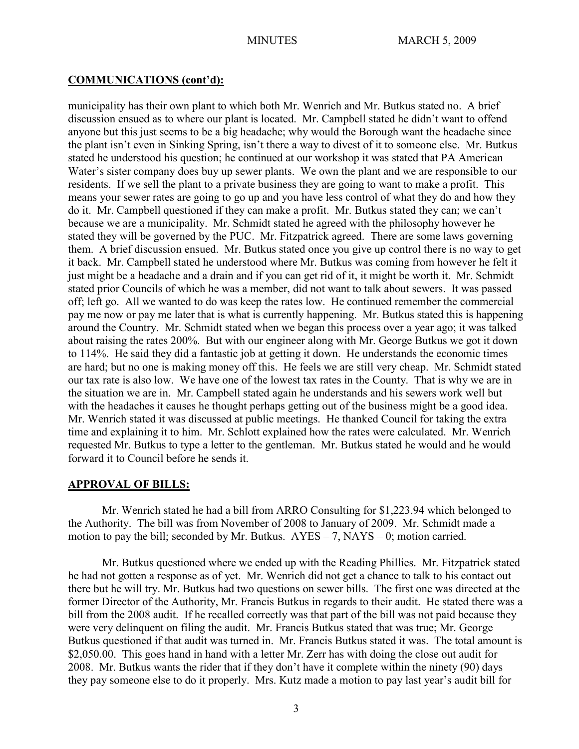## COMMUNICATIONS (cont'd):

municipality has their own plant to which both Mr. Wenrich and Mr. Butkus stated no. A brief discussion ensued as to where our plant is located. Mr. Campbell stated he didn't want to offend anyone but this just seems to be a big headache; why would the Borough want the headache since the plant isn't even in Sinking Spring, isn't there a way to divest of it to someone else. Mr. Butkus stated he understood his question; he continued at our workshop it was stated that PA American Water's sister company does buy up sewer plants. We own the plant and we are responsible to our residents. If we sell the plant to a private business they are going to want to make a profit. This means your sewer rates are going to go up and you have less control of what they do and how they do it. Mr. Campbell questioned if they can make a profit. Mr. Butkus stated they can; we can't because we are a municipality. Mr. Schmidt stated he agreed with the philosophy however he stated they will be governed by the PUC. Mr. Fitzpatrick agreed. There are some laws governing them. A brief discussion ensued. Mr. Butkus stated once you give up control there is no way to get it back. Mr. Campbell stated he understood where Mr. Butkus was coming from however he felt it just might be a headache and a drain and if you can get rid of it, it might be worth it. Mr. Schmidt stated prior Councils of which he was a member, did not want to talk about sewers. It was passed off; left go. All we wanted to do was keep the rates low. He continued remember the commercial pay me now or pay me later that is what is currently happening. Mr. Butkus stated this is happening around the Country. Mr. Schmidt stated when we began this process over a year ago; it was talked about raising the rates 200%. But with our engineer along with Mr. George Butkus we got it down to 114%. He said they did a fantastic job at getting it down. He understands the economic times are hard; but no one is making money off this. He feels we are still very cheap. Mr. Schmidt stated our tax rate is also low. We have one of the lowest tax rates in the County. That is why we are in the situation we are in. Mr. Campbell stated again he understands and his sewers work well but with the headaches it causes he thought perhaps getting out of the business might be a good idea. Mr. Wenrich stated it was discussed at public meetings. He thanked Council for taking the extra time and explaining it to him. Mr. Schlott explained how the rates were calculated. Mr. Wenrich requested Mr. Butkus to type a letter to the gentleman. Mr. Butkus stated he would and he would forward it to Council before he sends it.

## APPROVAL OF BILLS:

Mr. Wenrich stated he had a bill from ARRO Consulting for $1,223.94 which belonged to the Authority. The bill was from November of 2008 to January of 2009. Mr. Schmidt made a motion to pay the bill; seconded by Mr. Butkus. AYES – 7, NAYS – 0; motion carried.

Mr. Butkus questioned where we ended up with the Reading Phillies. Mr. Fitzpatrick stated he had not gotten a response as of yet. Mr. Wenrich did not get a chance to talk to his contact out there but he will try. Mr. Butkus had two questions on sewer bills. The first one was directed at the former Director of the Authority, Mr. Francis Butkus in regards to their audit. He stated there was a bill from the 2008 audit. If he recalled correctly was that part of the bill was not paid because they were very delinquent on filing the audit. Mr. Francis Butkus stated that was true; Mr. George Butkus questioned if that audit was turned in. Mr. Francis Butkus stated it was. The total amount is $2,050.00. This goes hand in hand with a letter Mr. Zerr has with doing the close out audit for 2008. Mr. Butkus wants the rider that if they don't have it complete within the ninety (90) days they pay someone else to do it properly. Mrs. Kutz made a motion to pay last year's audit bill for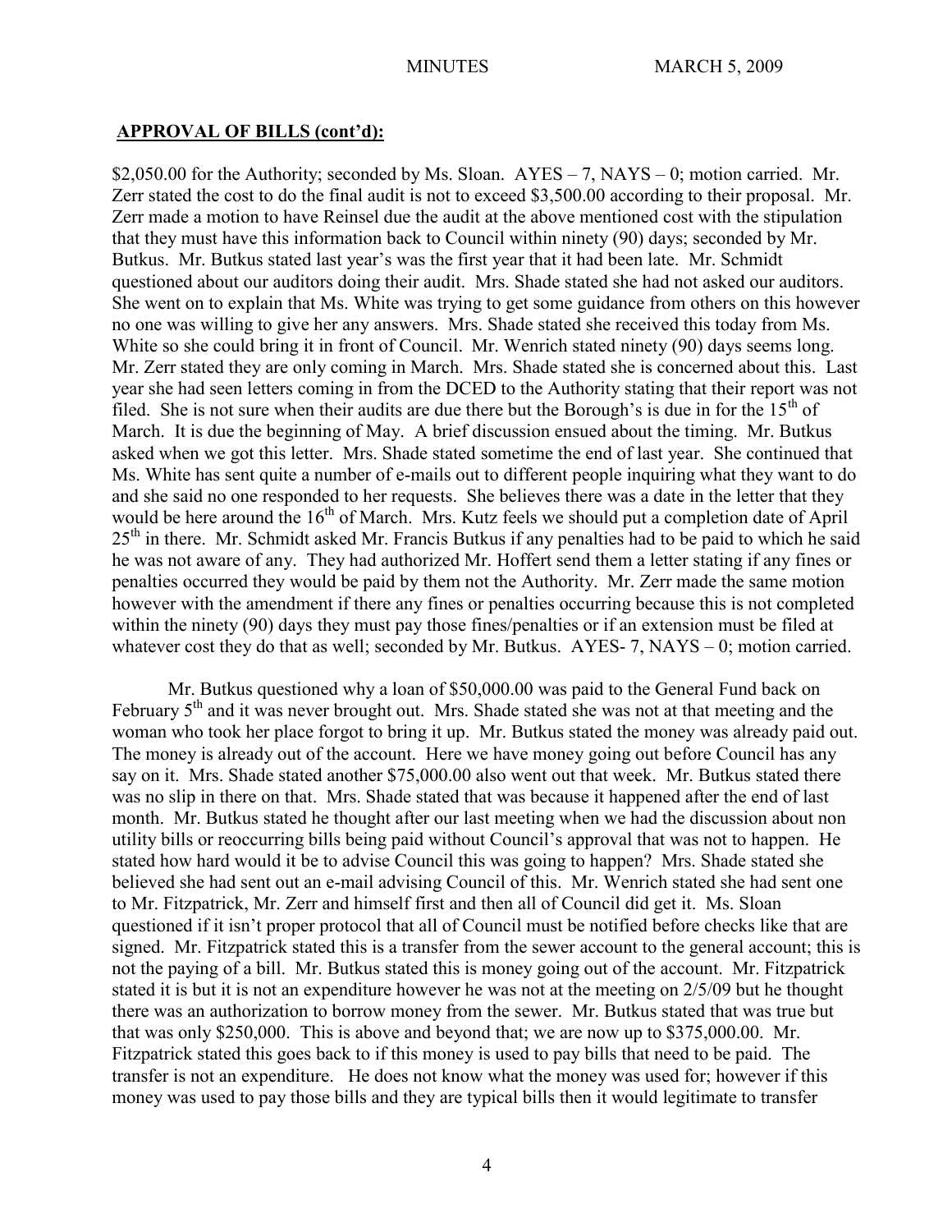## APPROVAL OF BILLS (cont'd):

$2,050.00 for the Authority; seconded by Ms. Sloan. AYES – 7, NAYS – 0; motion carried. Mr. Zerr stated the cost to do the final audit is not to exceed $3,500.00 according to their proposal. Mr. Zerr made a motion to have Reinsel due the audit at the above mentioned cost with the stipulation that they must have this information back to Council within ninety (90) days; seconded by Mr. Butkus. Mr. Butkus stated last year's was the first year that it had been late. Mr. Schmidt questioned about our auditors doing their audit. Mrs. Shade stated she had not asked our auditors. She went on to explain that Ms. White was trying to get some guidance from others on this however no one was willing to give her any answers. Mrs. Shade stated she received this today from Ms. White so she could bring it in front of Council. Mr. Wenrich stated ninety (90) days seems long. Mr. Zerr stated they are only coming in March. Mrs. Shade stated she is concerned about this. Last year she had seen letters coming in from the DCED to the Authority stating that their report was not filed. She is not sure when their audits are due there but the Borough's is due in for the 15th of March. It is due the beginning of May. A brief discussion ensued about the timing. Mr. Butkus asked when we got this letter. Mrs. Shade stated sometime the end of last year. She continued that Ms. White has sent quite a number of e-mails out to different people inquiring what they want to do and she said no one responded to her requests. She believes there was a date in the letter that they would be here around the 16th of March. Mrs. Kutz feels we should put a completion date of April 25th in there. Mr. Schmidt asked Mr. Francis Butkus if any penalties had to be paid to which he said he was not aware of any. They had authorized Mr. Hoffert send them a letter stating if any fines or penalties occurred they would be paid by them not the Authority. Mr. Zerr made the same motion however with the amendment if there any fines or penalties occurring because this is not completed within the ninety (90) days they must pay those fines/penalties or if an extension must be filed at whatever cost they do that as well; seconded by Mr. Butkus. AYES- 7, NAYS – 0; motion carried.

Mr. Butkus questioned why a loan of $50,000.00 was paid to the General Fund back on February 5th and it was never brought out. Mrs. Shade stated she was not at that meeting and the woman who took her place forgot to bring it up. Mr. Butkus stated the money was already paid out. The money is already out of the account. Here we have money going out before Council has any say on it. Mrs. Shade stated another $75,000.00 also went out that week. Mr. Butkus stated there was no slip in there on that. Mrs. Shade stated that was because it happened after the end of last month. Mr. Butkus stated he thought after our last meeting when we had the discussion about non utility bills or reoccurring bills being paid without Council's approval that was not to happen. He stated how hard would it be to advise Council this was going to happen? Mrs. Shade stated she believed she had sent out an e-mail advising Council of this. Mr. Wenrich stated she had sent one to Mr. Fitzpatrick, Mr. Zerr and himself first and then all of Council did get it. Ms. Sloan questioned if it isn't proper protocol that all of Council must be notified before checks like that are signed. Mr. Fitzpatrick stated this is a transfer from the sewer account to the general account; this is not the paying of a bill. Mr. Butkus stated this is money going out of the account. Mr. Fitzpatrick stated it is but it is not an expenditure however he was not at the meeting on 2/5/09 but he thought there was an authorization to borrow money from the sewer. Mr. Butkus stated that was true but that was only $250,000. This is above and beyond that; we are now up to $375,000.00. Mr. Fitzpatrick stated this goes back to if this money is used to pay bills that need to be paid. The transfer is not an expenditure. He does not know what the money was used for; however if this money was used to pay those bills and they are typical bills then it would legitimate to transfer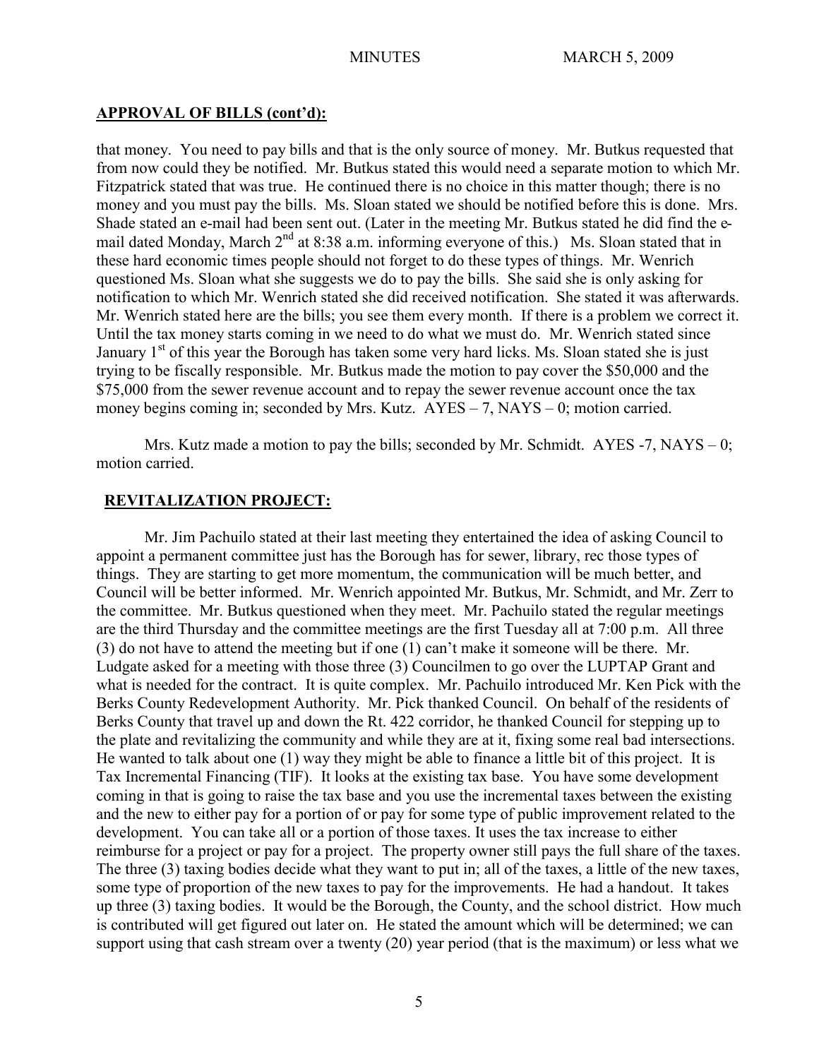## APPROVAL OF BILLS (cont'd):

that money. You need to pay bills and that is the only source of money. Mr. Butkus requested that from now could they be notified. Mr. Butkus stated this would need a separate motion to which Mr. Fitzpatrick stated that was true. He continued there is no choice in this matter though; there is no money and you must pay the bills. Ms. Sloan stated we should be notified before this is done. Mrs. Shade stated an e-mail had been sent out. (Later in the meeting Mr. Butkus stated he did find the e-mail dated Monday, March 2nd at 8:38 a.m. informing everyone of this.) Ms. Sloan stated that in these hard economic times people should not forget to do these types of things. Mr. Wenrich questioned Ms. Sloan what she suggests we do to pay the bills. She said she is only asking for notification to which Mr. Wenrich stated she did received notification. She stated it was afterwards. Mr. Wenrich stated here are the bills; you see them every month. If there is a problem we correct it. Until the tax money starts coming in we need to do what we must do. Mr. Wenrich stated since January 1st of this year the Borough has taken some very hard licks. Ms. Sloan stated she is just trying to be fiscally responsible. Mr. Butkus made the motion to pay cover the $50,000 and the $75,000 from the sewer revenue account and to repay the sewer revenue account once the tax money begins coming in; seconded by Mrs. Kutz. AYES – 7, NAYS – 0; motion carried.

Mrs. Kutz made a motion to pay the bills; seconded by Mr. Schmidt. AYES -7, NAYS – 0; motion carried.

## REVITALIZATION PROJECT:

Mr. Jim Pachuilo stated at their last meeting they entertained the idea of asking Council to appoint a permanent committee just has the Borough has for sewer, library, rec those types of things. They are starting to get more momentum, the communication will be much better, and Council will be better informed. Mr. Wenrich appointed Mr. Butkus, Mr. Schmidt, and Mr. Zerr to the committee. Mr. Butkus questioned when they meet. Mr. Pachuilo stated the regular meetings are the third Thursday and the committee meetings are the first Tuesday all at 7:00 p.m. All three (3) do not have to attend the meeting but if one (1) can't make it someone will be there. Mr. Ludgate asked for a meeting with those three (3) Councilmen to go over the LUPTAP Grant and what is needed for the contract. It is quite complex. Mr. Pachuilo introduced Mr. Ken Pick with the Berks County Redevelopment Authority. Mr. Pick thanked Council. On behalf of the residents of Berks County that travel up and down the Rt. 422 corridor, he thanked Council for stepping up to the plate and revitalizing the community and while they are at it, fixing some real bad intersections. He wanted to talk about one (1) way they might be able to finance a little bit of this project. It is Tax Incremental Financing (TIF). It looks at the existing tax base. You have some development coming in that is going to raise the tax base and you use the incremental taxes between the existing and the new to either pay for a portion of or pay for some type of public improvement related to the development. You can take all or a portion of those taxes. It uses the tax increase to either reimburse for a project or pay for a project. The property owner still pays the full share of the taxes. The three (3) taxing bodies decide what they want to put in; all of the taxes, a little of the new taxes, some type of proportion of the new taxes to pay for the improvements. He had a handout. It takes up three (3) taxing bodies. It would be the Borough, the County, and the school district. How much is contributed will get figured out later on. He stated the amount which will be determined; we can support using that cash stream over a twenty (20) year period (that is the maximum) or less what we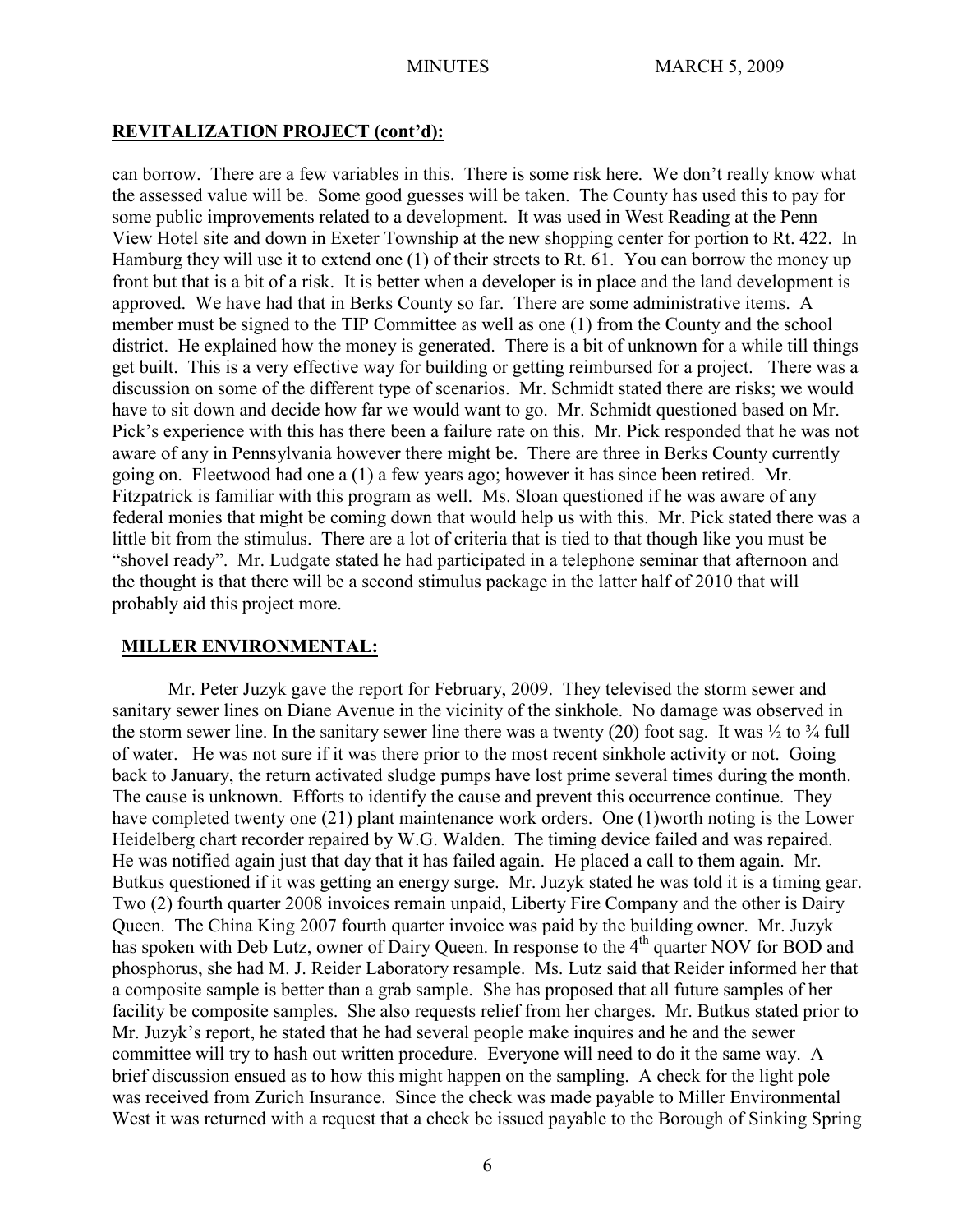## REVITALIZATION PROJECT (cont'd):

can borrow. There are a few variables in this. There is some risk here. We don't really know what the assessed value will be. Some good guesses will be taken. The County has used this to pay for some public improvements related to a development. It was used in West Reading at the Penn View Hotel site and down in Exeter Township at the new shopping center for portion to Rt. 422. In Hamburg they will use it to extend one (1) of their streets to Rt. 61. You can borrow the money up front but that is a bit of a risk. It is better when a developer is in place and the land development is approved. We have had that in Berks County so far. There are some administrative items. A member must be signed to the TIP Committee as well as one (1) from the County and the school district. He explained how the money is generated. There is a bit of unknown for a while till things get built. This is a very effective way for building or getting reimbursed for a project. There was a discussion on some of the different type of scenarios. Mr. Schmidt stated there are risks; we would have to sit down and decide how far we would want to go. Mr. Schmidt questioned based on Mr. Pick's experience with this has there been a failure rate on this. Mr. Pick responded that he was not aware of any in Pennsylvania however there might be. There are three in Berks County currently going on. Fleetwood had one a (1) a few years ago; however it has since been retired. Mr. Fitzpatrick is familiar with this program as well. Ms. Sloan questioned if he was aware of any federal monies that might be coming down that would help us with this. Mr. Pick stated there was a little bit from the stimulus. There are a lot of criteria that is tied to that though like you must be "shovel ready". Mr. Ludgate stated he had participated in a telephone seminar that afternoon and the thought is that there will be a second stimulus package in the latter half of 2010 that will probably aid this project more.

## MILLER ENVIRONMENTAL:

Mr. Peter Juzyk gave the report for February, 2009. They televised the storm sewer and sanitary sewer lines on Diane Avenue in the vicinity of the sinkhole. No damage was observed in the storm sewer line. In the sanitary sewer line there was a twenty (20) foot sag. It was ½ to ¾ full of water. He was not sure if it was there prior to the most recent sinkhole activity or not. Going back to January, the return activated sludge pumps have lost prime several times during the month. The cause is unknown. Efforts to identify the cause and prevent this occurrence continue. They have completed twenty one (21) plant maintenance work orders. One (1)worth noting is the Lower Heidelberg chart recorder repaired by W.G. Walden. The timing device failed and was repaired. He was notified again just that day that it has failed again. He placed a call to them again. Mr. Butkus questioned if it was getting an energy surge. Mr. Juzyk stated he was told it is a timing gear. Two (2) fourth quarter 2008 invoices remain unpaid, Liberty Fire Company and the other is Dairy Queen. The China King 2007 fourth quarter invoice was paid by the building owner. Mr. Juzyk has spoken with Deb Lutz, owner of Dairy Queen. In response to the 4th quarter NOV for BOD and phosphorus, she had M. J. Reider Laboratory resample. Ms. Lutz said that Reider informed her that a composite sample is better than a grab sample. She has proposed that all future samples of her facility be composite samples. She also requests relief from her charges. Mr. Butkus stated prior to Mr. Juzyk's report, he stated that he had several people make inquires and he and the sewer committee will try to hash out written procedure. Everyone will need to do it the same way. A brief discussion ensued as to how this might happen on the sampling. A check for the light pole was received from Zurich Insurance. Since the check was made payable to Miller Environmental West it was returned with a request that a check be issued payable to the Borough of Sinking Spring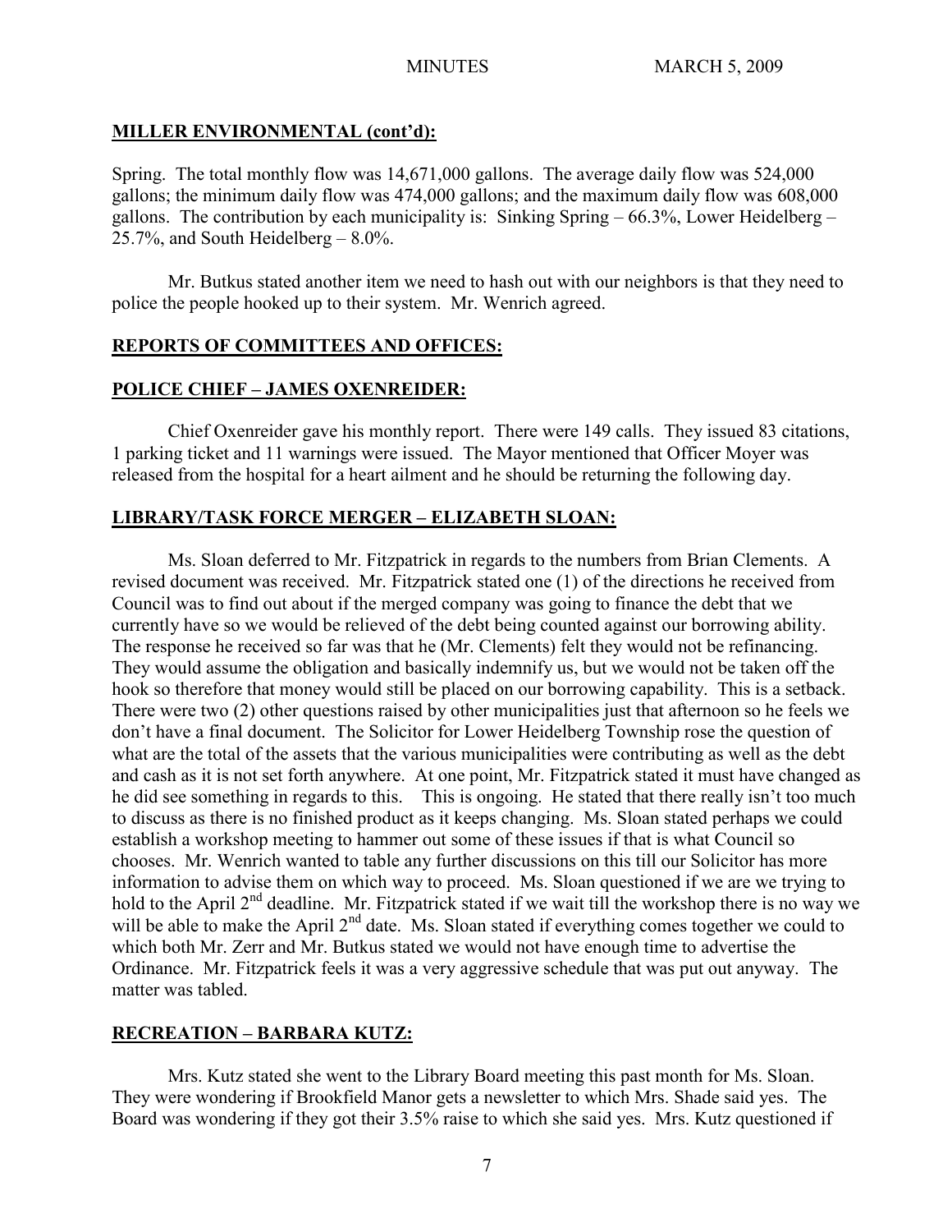## MILLER ENVIRONMENTAL (cont'd):

Spring. The total monthly flow was 14,671,000 gallons. The average daily flow was 524,000 gallons; the minimum daily flow was 474,000 gallons; and the maximum daily flow was 608,000 gallons. The contribution by each municipality is: Sinking Spring – 66.3%, Lower Heidelberg – 25.7%, and South Heidelberg – 8.0%.

Mr. Butkus stated another item we need to hash out with our neighbors is that they need to police the people hooked up to their system. Mr. Wenrich agreed.

## REPORTS OF COMMITTEES AND OFFICES:

## POLICE CHIEF – JAMES OXENREIDER:

Chief Oxenreider gave his monthly report. There were 149 calls. They issued 83 citations, 1 parking ticket and 11 warnings were issued. The Mayor mentioned that Officer Moyer was released from the hospital for a heart ailment and he should be returning the following day.

## LIBRARY/TASK FORCE MERGER – ELIZABETH SLOAN:

Ms. Sloan deferred to Mr. Fitzpatrick in regards to the numbers from Brian Clements. A revised document was received. Mr. Fitzpatrick stated one (1) of the directions he received from Council was to find out about if the merged company was going to finance the debt that we currently have so we would be relieved of the debt being counted against our borrowing ability. The response he received so far was that he (Mr. Clements) felt they would not be refinancing. They would assume the obligation and basically indemnify us, but we would not be taken off the hook so therefore that money would still be placed on our borrowing capability. This is a setback. There were two (2) other questions raised by other municipalities just that afternoon so he feels we don't have a final document. The Solicitor for Lower Heidelberg Township rose the question of what are the total of the assets that the various municipalities were contributing as well as the debt and cash as it is not set forth anywhere. At one point, Mr. Fitzpatrick stated it must have changed as he did see something in regards to this. This is ongoing. He stated that there really isn't too much to discuss as there is no finished product as it keeps changing. Ms. Sloan stated perhaps we could establish a workshop meeting to hammer out some of these issues if that is what Council so chooses. Mr. Wenrich wanted to table any further discussions on this till our Solicitor has more information to advise them on which way to proceed. Ms. Sloan questioned if we are we trying to hold to the April 2nd deadline. Mr. Fitzpatrick stated if we wait till the workshop there is no way we will be able to make the April 2nd date. Ms. Sloan stated if everything comes together we could to which both Mr. Zerr and Mr. Butkus stated we would not have enough time to advertise the Ordinance. Mr. Fitzpatrick feels it was a very aggressive schedule that was put out anyway. The matter was tabled.

## RECREATION – BARBARA KUTZ:

Mrs. Kutz stated she went to the Library Board meeting this past month for Ms. Sloan. They were wondering if Brookfield Manor gets a newsletter to which Mrs. Shade said yes. The Board was wondering if they got their 3.5% raise to which she said yes. Mrs. Kutz questioned if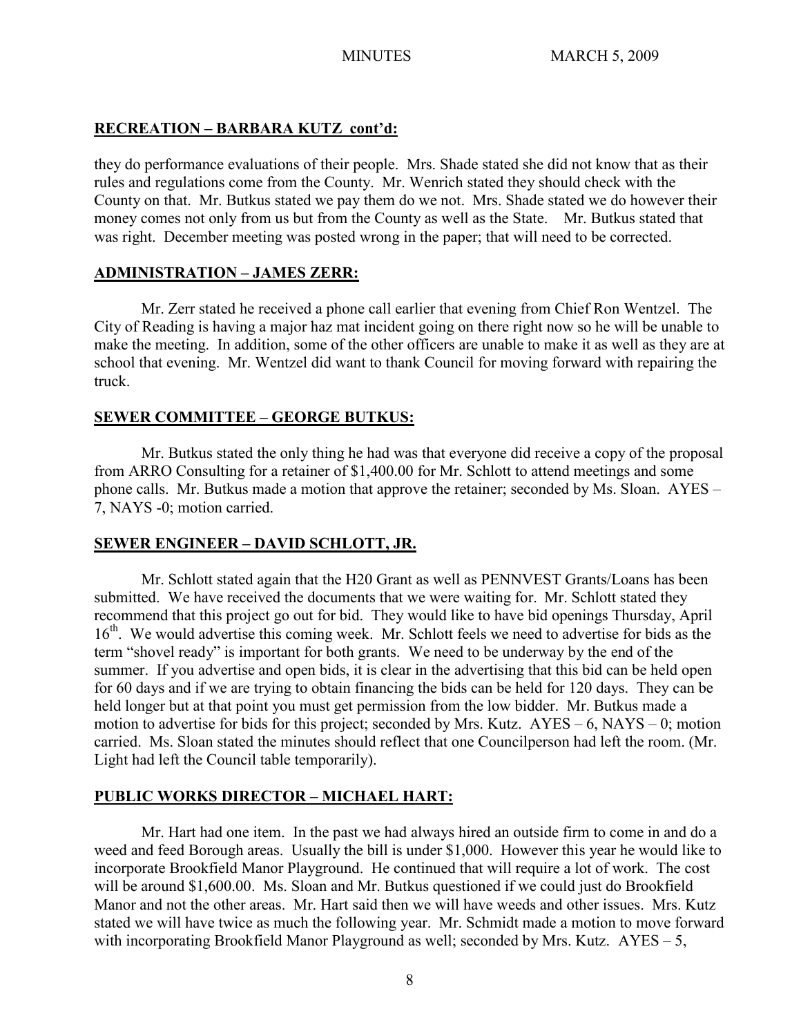## RECREATION – BARBARA KUTZ cont'd:

they do performance evaluations of their people. Mrs. Shade stated she did not know that as their rules and regulations come from the County. Mr. Wenrich stated they should check with the County on that. Mr. Butkus stated we pay them do we not. Mrs. Shade stated we do however their money comes not only from us but from the County as well as the State. Mr. Butkus stated that was right. December meeting was posted wrong in the paper; that will need to be corrected.

## ADMINISTRATION – JAMES ZERR:

Mr. Zerr stated he received a phone call earlier that evening from Chief Ron Wentzel. The City of Reading is having a major haz mat incident going on there right now so he will be unable to make the meeting. In addition, some of the other officers are unable to make it as well as they are at school that evening. Mr. Wentzel did want to thank Council for moving forward with repairing the truck.

## SEWER COMMITTEE – GEORGE BUTKUS:

Mr. Butkus stated the only thing he had was that everyone did receive a copy of the proposal from ARRO Consulting for a retainer of $1,400.00 for Mr. Schlott to attend meetings and some phone calls. Mr. Butkus made a motion that approve the retainer; seconded by Ms. Sloan. AYES – 7, NAYS -0; motion carried.

## SEWER ENGINEER – DAVID SCHLOTT, JR.

Mr. Schlott stated again that the H20 Grant as well as PENNVEST Grants/Loans has been submitted. We have received the documents that we were waiting for. Mr. Schlott stated they recommend that this project go out for bid. They would like to have bid openings Thursday, April 16th. We would advertise this coming week. Mr. Schlott feels we need to advertise for bids as the term "shovel ready" is important for both grants. We need to be underway by the end of the summer. If you advertise and open bids, it is clear in the advertising that this bid can be held open for 60 days and if we are trying to obtain financing the bids can be held for 120 days. They can be held longer but at that point you must get permission from the low bidder. Mr. Butkus made a motion to advertise for bids for this project; seconded by Mrs. Kutz. AYES – 6, NAYS – 0; motion carried. Ms. Sloan stated the minutes should reflect that one Councilperson had left the room. (Mr. Light had left the Council table temporarily).

## PUBLIC WORKS DIRECTOR – MICHAEL HART:

Mr. Hart had one item. In the past we had always hired an outside firm to come in and do a weed and feed Borough areas. Usually the bill is under $1,000. However this year he would like to incorporate Brookfield Manor Playground. He continued that will require a lot of work. The cost will be around $1,600.00. Ms. Sloan and Mr. Butkus questioned if we could just do Brookfield Manor and not the other areas. Mr. Hart said then we will have weeds and other issues. Mrs. Kutz stated we will have twice as much the following year. Mr. Schmidt made a motion to move forward with incorporating Brookfield Manor Playground as well; seconded by Mrs. Kutz. AYES – 5,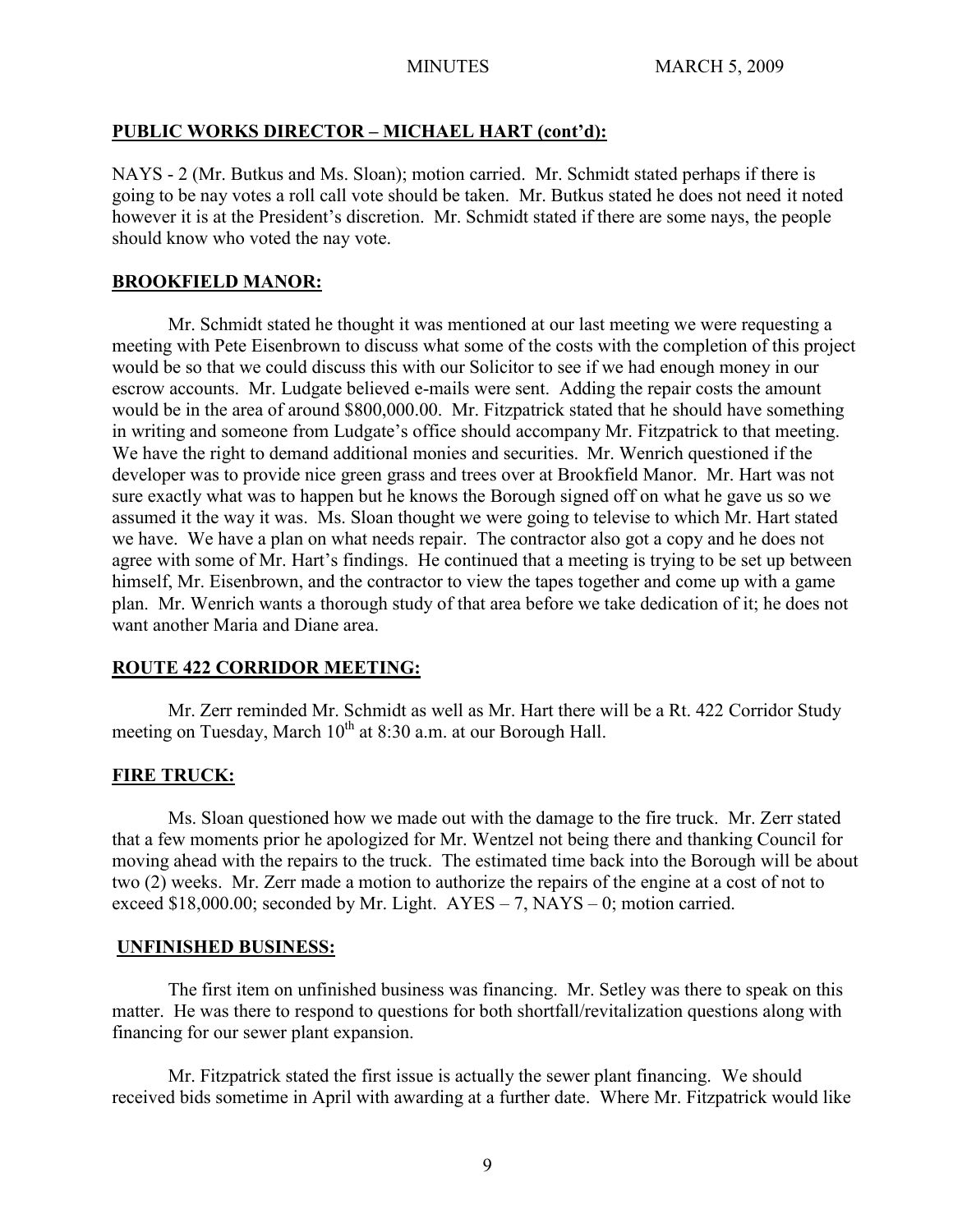**PUBLIC WORKS DIRECTOR – MICHAEL HART (cont'd):**

NAYS - 2 (Mr. Butkus and Ms. Sloan); motion carried. Mr. Schmidt stated perhaps if there is going to be nay votes a roll call vote should be taken. Mr. Butkus stated he does not need it noted however it is at the President's discretion. Mr. Schmidt stated if there are some nays, the people should know who voted the nay vote.

**BROOKFIELD MANOR:**

Mr. Schmidt stated he thought it was mentioned at our last meeting we were requesting a meeting with Pete Eisenbrown to discuss what some of the costs with the completion of this project would be so that we could discuss this with our Solicitor to see if we had enough money in our escrow accounts. Mr. Ludgate believed e-mails were sent. Adding the repair costs the amount would be in the area of around $800,000.00. Mr. Fitzpatrick stated that he should have something in writing and someone from Ludgate's office should accompany Mr. Fitzpatrick to that meeting. We have the right to demand additional monies and securities. Mr. Wenrich questioned if the developer was to provide nice green grass and trees over at Brookfield Manor. Mr. Hart was not sure exactly what was to happen but he knows the Borough signed off on what he gave us so we assumed it the way it was. Ms. Sloan thought we were going to televise to which Mr. Hart stated we have. We have a plan on what needs repair. The contractor also got a copy and he does not agree with some of Mr. Hart's findings. He continued that a meeting is trying to be set up between himself, Mr. Eisenbrown, and the contractor to view the tapes together and come up with a game plan. Mr. Wenrich wants a thorough study of that area before we take dedication of it; he does not want another Maria and Diane area.

**ROUTE 422 CORRIDOR MEETING:**

Mr. Zerr reminded Mr. Schmidt as well as Mr. Hart there will be a Rt. 422 Corridor Study meeting on Tuesday, March 10th at 8:30 a.m. at our Borough Hall.

**FIRE TRUCK:**

Ms. Sloan questioned how we made out with the damage to the fire truck. Mr. Zerr stated that a few moments prior he apologized for Mr. Wentzel not being there and thanking Council for moving ahead with the repairs to the truck. The estimated time back into the Borough will be about two (2) weeks. Mr. Zerr made a motion to authorize the repairs of the engine at a cost of not to exceed $18,000.00; seconded by Mr. Light. AYES – 7, NAYS – 0; motion carried.

**UNFINISHED BUSINESS:**

The first item on unfinished business was financing. Mr. Setley was there to speak on this matter. He was there to respond to questions for both shortfall/revitalization questions along with financing for our sewer plant expansion.

Mr. Fitzpatrick stated the first issue is actually the sewer plant financing. We should received bids sometime in April with awarding at a further date. Where Mr. Fitzpatrick would like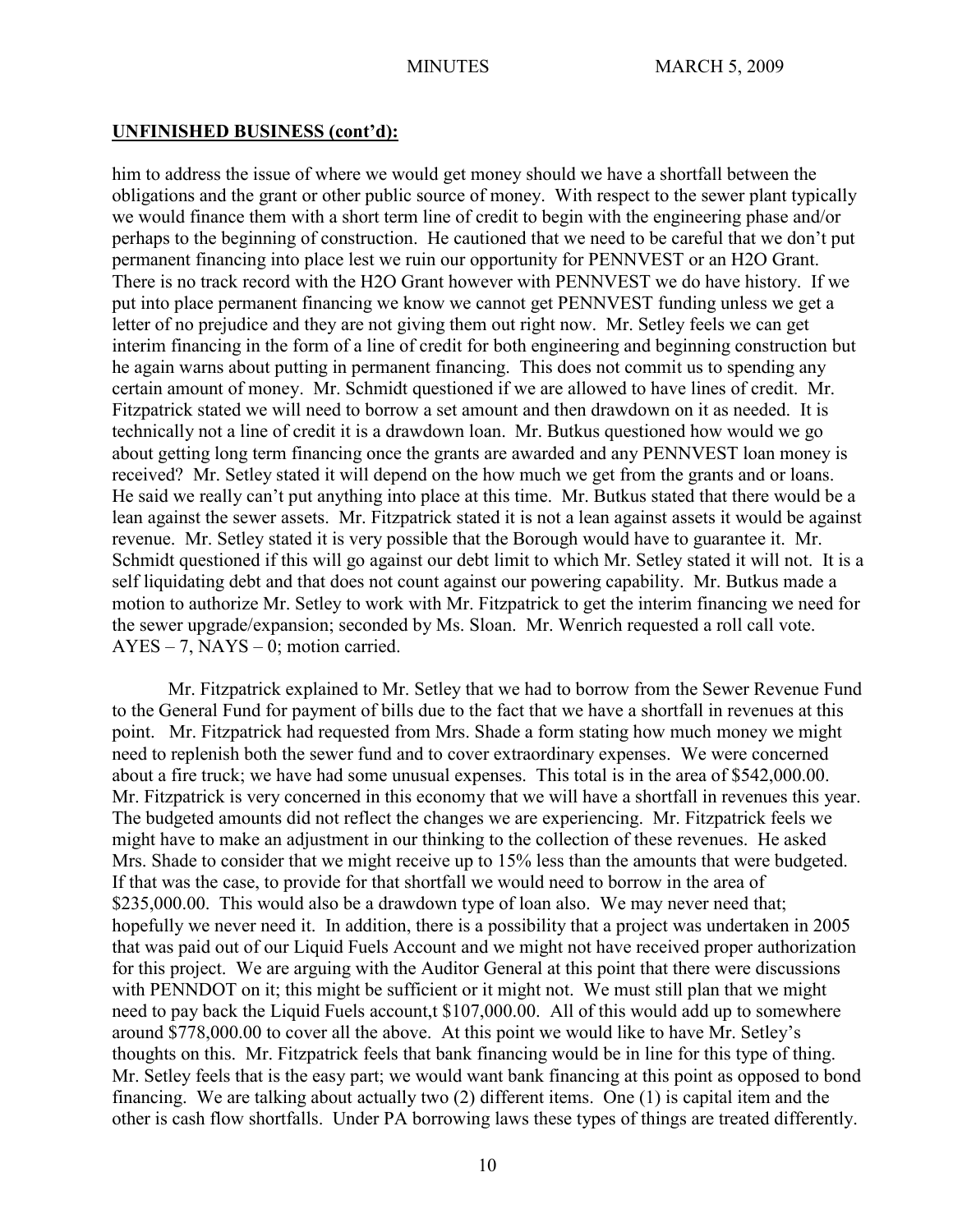## UNFINISHED BUSINESS (cont'd):

him to address the issue of where we would get money should we have a shortfall between the obligations and the grant or other public source of money. With respect to the sewer plant typically we would finance them with a short term line of credit to begin with the engineering phase and/or perhaps to the beginning of construction. He cautioned that we need to be careful that we don't put permanent financing into place lest we ruin our opportunity for PENNVEST or an H2O Grant. There is no track record with the H2O Grant however with PENNVEST we do have history. If we put into place permanent financing we know we cannot get PENNVEST funding unless we get a letter of no prejudice and they are not giving them out right now. Mr. Setley feels we can get interim financing in the form of a line of credit for both engineering and beginning construction but he again warns about putting in permanent financing. This does not commit us to spending any certain amount of money. Mr. Schmidt questioned if we are allowed to have lines of credit. Mr. Fitzpatrick stated we will need to borrow a set amount and then drawdown on it as needed. It is technically not a line of credit it is a drawdown loan. Mr. Butkus questioned how would we go about getting long term financing once the grants are awarded and any PENNVEST loan money is received? Mr. Setley stated it will depend on the how much we get from the grants and or loans. He said we really can't put anything into place at this time. Mr. Butkus stated that there would be a lean against the sewer assets. Mr. Fitzpatrick stated it is not a lean against assets it would be against revenue. Mr. Setley stated it is very possible that the Borough would have to guarantee it. Mr. Schmidt questioned if this will go against our debt limit to which Mr. Setley stated it will not. It is a self liquidating debt and that does not count against our powering capability. Mr. Butkus made a motion to authorize Mr. Setley to work with Mr. Fitzpatrick to get the interim financing we need for the sewer upgrade/expansion; seconded by Ms. Sloan. Mr. Wenrich requested a roll call vote. AYES – 7, NAYS – 0; motion carried.

Mr. Fitzpatrick explained to Mr. Setley that we had to borrow from the Sewer Revenue Fund to the General Fund for payment of bills due to the fact that we have a shortfall in revenues at this point. Mr. Fitzpatrick had requested from Mrs. Shade a form stating how much money we might need to replenish both the sewer fund and to cover extraordinary expenses. We were concerned about a fire truck; we have had some unusual expenses. This total is in the area of $542,000.00. Mr. Fitzpatrick is very concerned in this economy that we will have a shortfall in revenues this year. The budgeted amounts did not reflect the changes we are experiencing. Mr. Fitzpatrick feels we might have to make an adjustment in our thinking to the collection of these revenues. He asked Mrs. Shade to consider that we might receive up to 15% less than the amounts that were budgeted. If that was the case, to provide for that shortfall we would need to borrow in the area of $235,000.00. This would also be a drawdown type of loan also. We may never need that; hopefully we never need it. In addition, there is a possibility that a project was undertaken in 2005 that was paid out of our Liquid Fuels Account and we might not have received proper authorization for this project. We are arguing with the Auditor General at this point that there were discussions with PENNDOT on it; this might be sufficient or it might not. We must still plan that we might need to pay back the Liquid Fuels account,t $107,000.00. All of this would add up to somewhere around $778,000.00 to cover all the above. At this point we would like to have Mr. Setley's thoughts on this. Mr. Fitzpatrick feels that bank financing would be in line for this type of thing. Mr. Setley feels that is the easy part; we would want bank financing at this point as opposed to bond financing. We are talking about actually two (2) different items. One (1) is capital item and the other is cash flow shortfalls. Under PA borrowing laws these types of things are treated differently.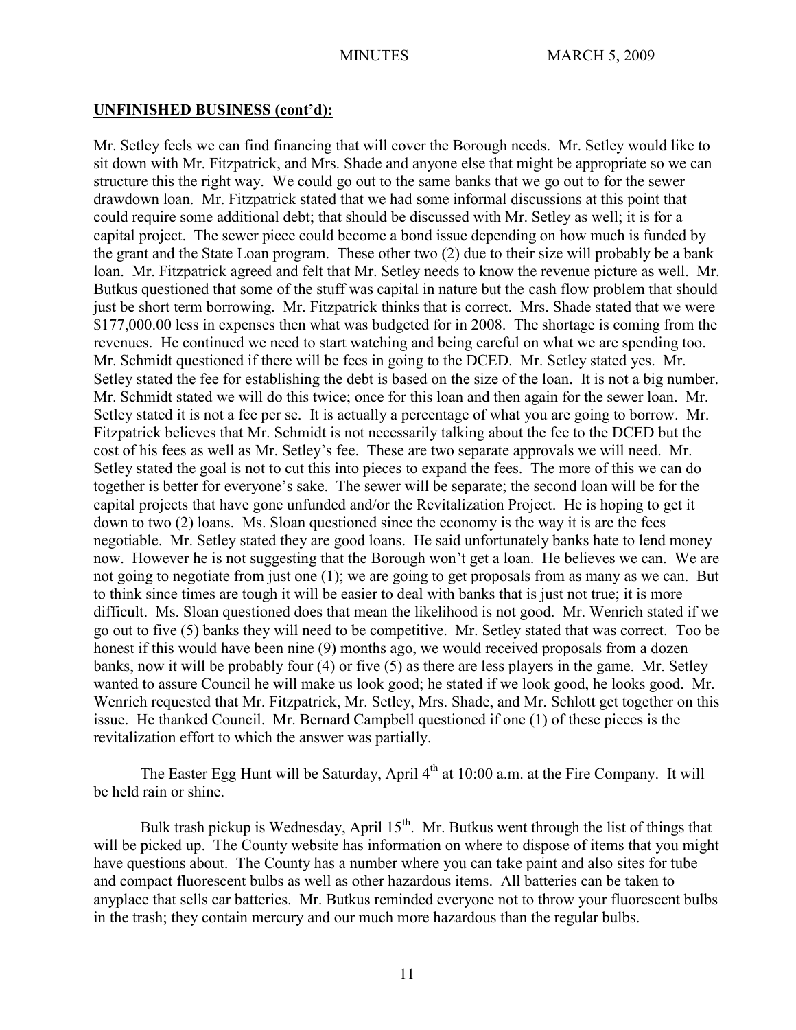**UNFINISHED BUSINESS (cont'd):**

Mr. Setley feels we can find financing that will cover the Borough needs. Mr. Setley would like to sit down with Mr. Fitzpatrick, and Mrs. Shade and anyone else that might be appropriate so we can structure this the right way. We could go out to the same banks that we go out to for the sewer drawdown loan. Mr. Fitzpatrick stated that we had some informal discussions at this point that could require some additional debt; that should be discussed with Mr. Setley as well; it is for a capital project. The sewer piece could become a bond issue depending on how much is funded by the grant and the State Loan program. These other two (2) due to their size will probably be a bank loan. Mr. Fitzpatrick agreed and felt that Mr. Setley needs to know the revenue picture as well. Mr. Butkus questioned that some of the stuff was capital in nature but the cash flow problem that should just be short term borrowing. Mr. Fitzpatrick thinks that is correct. Mrs. Shade stated that we were $177,000.00 less in expenses then what was budgeted for in 2008. The shortage is coming from the revenues. He continued we need to start watching and being careful on what we are spending too. Mr. Schmidt questioned if there will be fees in going to the DCED. Mr. Setley stated yes. Mr. Setley stated the fee for establishing the debt is based on the size of the loan. It is not a big number. Mr. Schmidt stated we will do this twice; once for this loan and then again for the sewer loan. Mr. Setley stated it is not a fee per se. It is actually a percentage of what you are going to borrow. Mr. Fitzpatrick believes that Mr. Schmidt is not necessarily talking about the fee to the DCED but the cost of his fees as well as Mr. Setley's fee. These are two separate approvals we will need. Mr. Setley stated the goal is not to cut this into pieces to expand the fees. The more of this we can do together is better for everyone's sake. The sewer will be separate; the second loan will be for the capital projects that have gone unfunded and/or the Revitalization Project. He is hoping to get it down to two (2) loans. Ms. Sloan questioned since the economy is the way it is are the fees negotiable. Mr. Setley stated they are good loans. He said unfortunately banks hate to lend money now. However he is not suggesting that the Borough won't get a loan. He believes we can. We are not going to negotiate from just one (1); we are going to get proposals from as many as we can. But to think since times are tough it will be easier to deal with banks that is just not true; it is more difficult. Ms. Sloan questioned does that mean the likelihood is not good. Mr. Wenrich stated if we go out to five (5) banks they will need to be competitive. Mr. Setley stated that was correct. Too be honest if this would have been nine (9) months ago, we would received proposals from a dozen banks, now it will be probably four (4) or five (5) as there are less players in the game. Mr. Setley wanted to assure Council he will make us look good; he stated if we look good, he looks good. Mr. Wenrich requested that Mr. Fitzpatrick, Mr. Setley, Mrs. Shade, and Mr. Schlott get together on this issue. He thanked Council. Mr. Bernard Campbell questioned if one (1) of these pieces is the revitalization effort to which the answer was partially.

The Easter Egg Hunt will be Saturday, April 4th at 10:00 a.m. at the Fire Company. It will be held rain or shine.

Bulk trash pickup is Wednesday, April 15th. Mr. Butkus went through the list of things that will be picked up. The County website has information on where to dispose of items that you might have questions about. The County has a number where you can take paint and also sites for tube and compact fluorescent bulbs as well as other hazardous items. All batteries can be taken to anyplace that sells car batteries. Mr. Butkus reminded everyone not to throw your fluorescent bulbs in the trash; they contain mercury and our much more hazardous than the regular bulbs.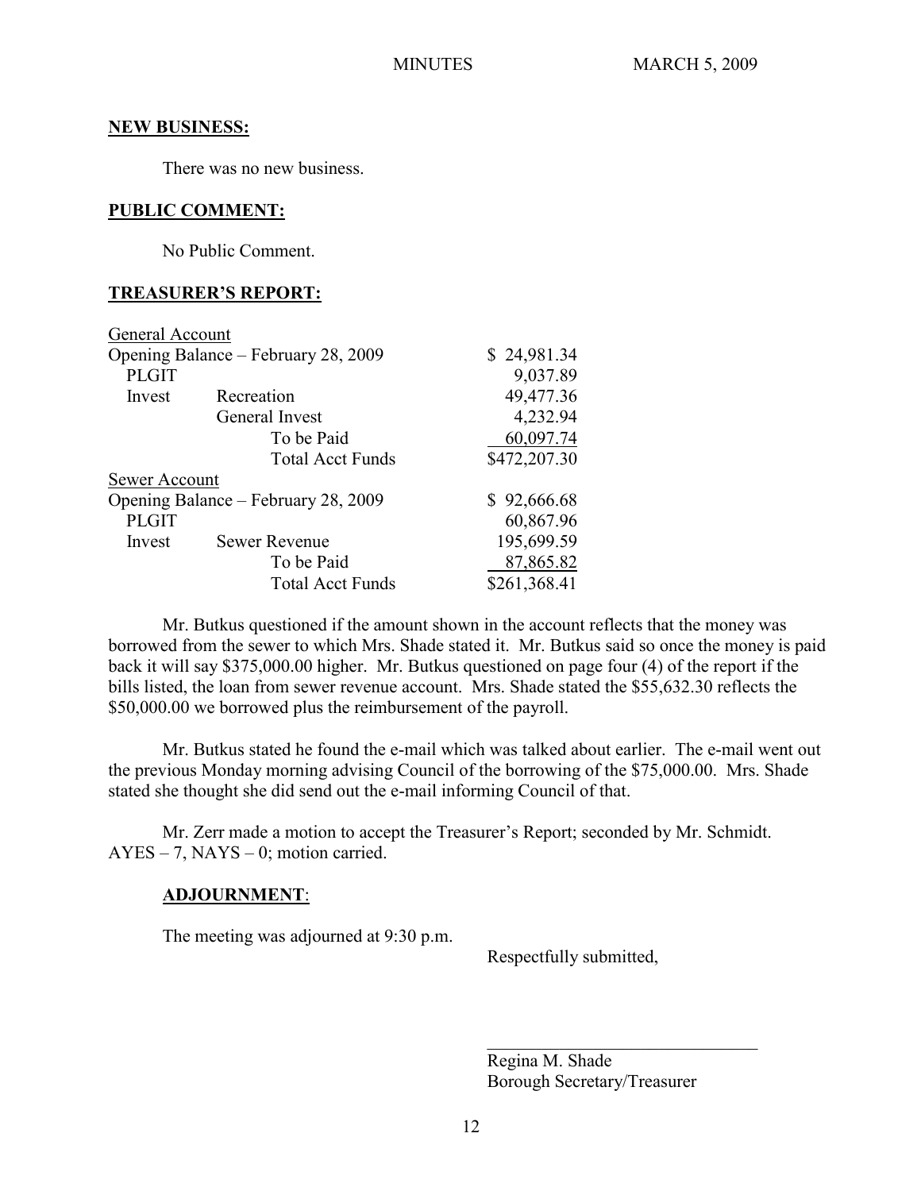## NEW BUSINESS:

There was no new business.

## PUBLIC COMMENT:

No Public Comment.

## TREASURER'S REPORT:

| | | |
|---|---|---|
| General Account | | |
| Opening Balance – February 28, 2009 | | $ 24,981.34 |
| PLGIT | | 9,037.89 |
| Invest | Recreation | 49,477.36 |
| | General Invest | 4,232.94 |
| | To be Paid | 60,097.74 |
| | Total Acct Funds | $472,207.30 |
| Sewer Account | | |
| Opening Balance – February 28, 2009 | | $ 92,666.68 |
| PLGIT | | 60,867.96 |
| Invest | Sewer Revenue | 195,699.59 |
| | To be Paid | 87,865.82 |
| | Total Acct Funds | $261,368.41 |

Mr. Butkus questioned if the amount shown in the account reflects that the money was borrowed from the sewer to which Mrs. Shade stated it. Mr. Butkus said so once the money is paid back it will say $375,000.00 higher. Mr. Butkus questioned on page four (4) of the report if the bills listed, the loan from sewer revenue account. Mrs. Shade stated the $55,632.30 reflects the $50,000.00 we borrowed plus the reimbursement of the payroll.

Mr. Butkus stated he found the e-mail which was talked about earlier. The e-mail went out the previous Monday morning advising Council of the borrowing of the $75,000.00. Mrs. Shade stated she thought she did send out the e-mail informing Council of that.

Mr. Zerr made a motion to accept the Treasurer's Report; seconded by Mr. Schmidt. AYES – 7, NAYS – 0; motion carried.

## ADJOURNMENT:

The meeting was adjourned at 9:30 p.m.

Respectfully submitted,

Regina M. Shade
Borough Secretary/Treasurer